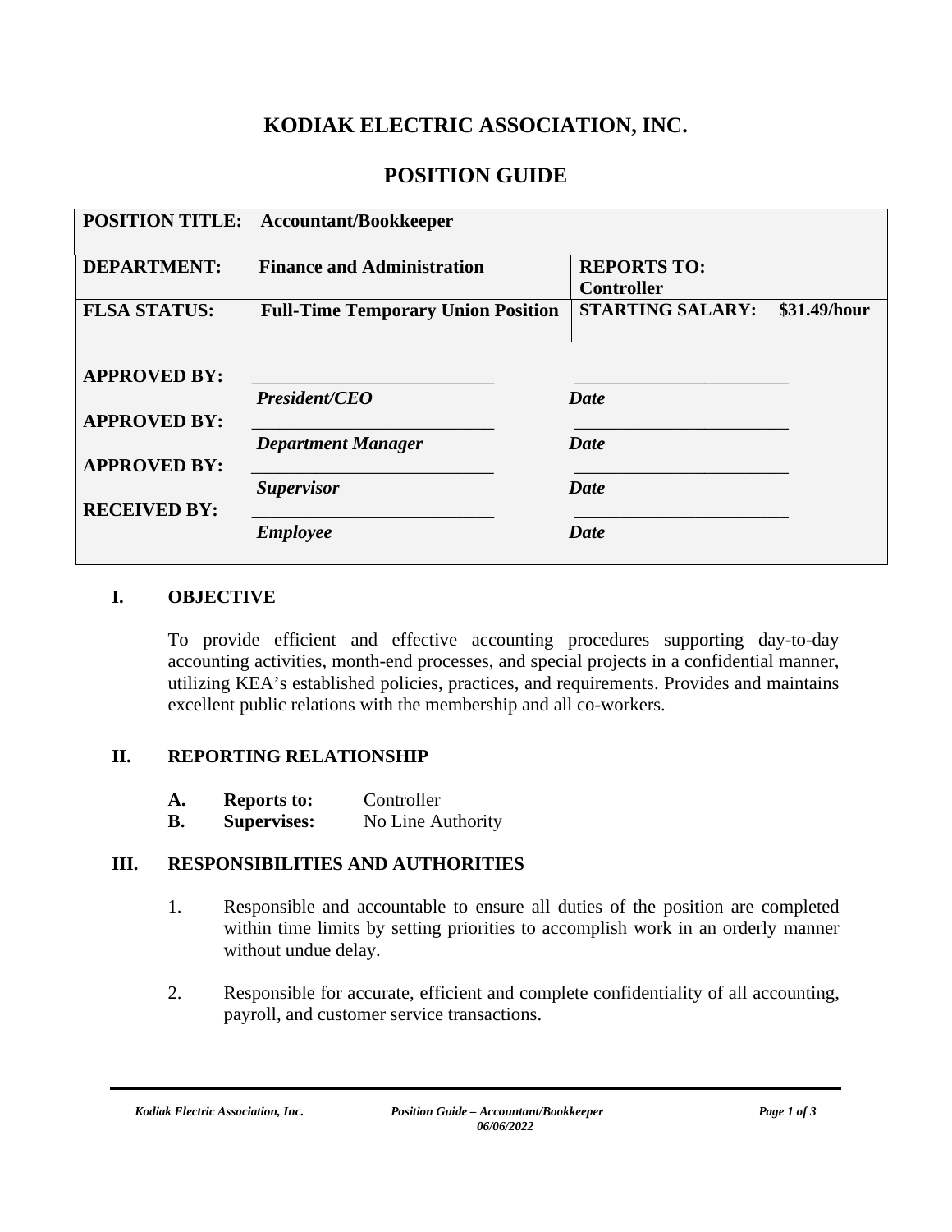# KODIAK ELECTRIC ASSOCIATION, INC.

## POSITION GUIDE

| **POSITION TITLE:** | **Accountant/Bookkeeper** | | |
|---|---|---|---|
| **DEPARTMENT:** | **Finance and Administration** | **REPORTS TO: Controller** | |
| **FLSA STATUS:** | **Full-Time Temporary Union Position** | **STARTING SALARY:** | **$31.49/hour** |
| **APPROVED BY:** | ______________________ ***President/CEO*** | ______________________ ***Date*** | |
| **APPROVED BY:** | ______________________ ***Department Manager*** | ______________________ ***Date*** | |
| **APPROVED BY:** | ______________________ ***Supervisor*** | ______________________ ***Date*** | |
| **RECEIVED BY:** | ______________________ ***Employee*** | ______________________ ***Date*** | |

## I. OBJECTIVE

To provide efficient and effective accounting procedures supporting day-to-day accounting activities, month-end processes, and special projects in a confidential manner, utilizing KEA's established policies, practices, and requirements. Provides and maintains excellent public relations with the membership and all co-workers.

## II. REPORTING RELATIONSHIP

**A. Reports to:** Controller
**B. Supervises:** No Line Authority

## III. RESPONSIBILITIES AND AUTHORITIES

1. Responsible and accountable to ensure all duties of the position are completed within time limits by setting priorities to accomplish work in an orderly manner without undue delay.

2. Responsible for accurate, efficient and complete confidentiality of all accounting, payroll, and customer service transactions.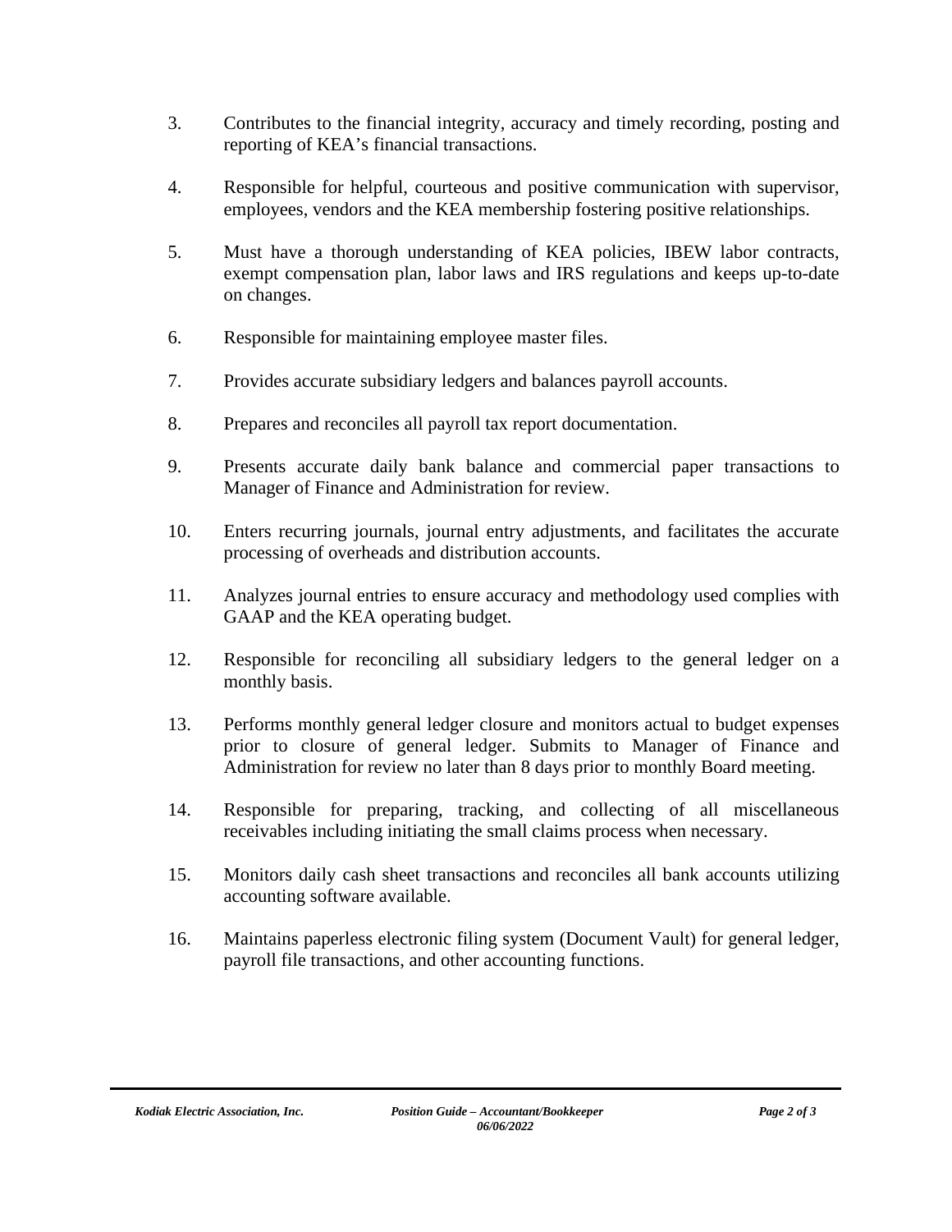3. Contributes to the financial integrity, accuracy and timely recording, posting and reporting of KEA's financial transactions.

4. Responsible for helpful, courteous and positive communication with supervisor, employees, vendors and the KEA membership fostering positive relationships.

5. Must have a thorough understanding of KEA policies, IBEW labor contracts, exempt compensation plan, labor laws and IRS regulations and keeps up-to-date on changes.

6. Responsible for maintaining employee master files.

7. Provides accurate subsidiary ledgers and balances payroll accounts.

8. Prepares and reconciles all payroll tax report documentation.

9. Presents accurate daily bank balance and commercial paper transactions to Manager of Finance and Administration for review.

10. Enters recurring journals, journal entry adjustments, and facilitates the accurate processing of overheads and distribution accounts.

11. Analyzes journal entries to ensure accuracy and methodology used complies with GAAP and the KEA operating budget.

12. Responsible for reconciling all subsidiary ledgers to the general ledger on a monthly basis.

13. Performs monthly general ledger closure and monitors actual to budget expenses prior to closure of general ledger. Submits to Manager of Finance and Administration for review no later than 8 days prior to monthly Board meeting.

14. Responsible for preparing, tracking, and collecting of all miscellaneous receivables including initiating the small claims process when necessary.

15. Monitors daily cash sheet transactions and reconciles all bank accounts utilizing accounting software available.

16. Maintains paperless electronic filing system (Document Vault) for general ledger, payroll file transactions, and other accounting functions.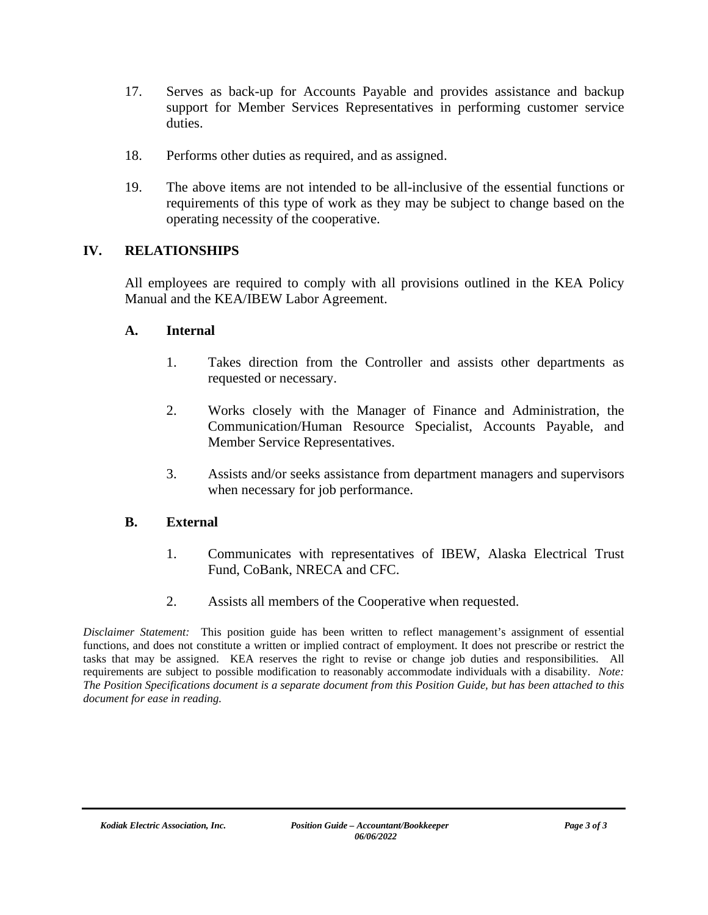17. Serves as back-up for Accounts Payable and provides assistance and backup support for Member Services Representatives in performing customer service duties.

18. Performs other duties as required, and as assigned.

19. The above items are not intended to be all-inclusive of the essential functions or requirements of this type of work as they may be subject to change based on the operating necessity of the cooperative.

## IV. RELATIONSHIPS

All employees are required to comply with all provisions outlined in the KEA Policy Manual and the KEA/IBEW Labor Agreement.

### A. Internal

1. Takes direction from the Controller and assists other departments as requested or necessary.

2. Works closely with the Manager of Finance and Administration, the Communication/Human Resource Specialist, Accounts Payable, and Member Service Representatives.

3. Assists and/or seeks assistance from department managers and supervisors when necessary for job performance.

### B. External

1. Communicates with representatives of IBEW, Alaska Electrical Trust Fund, CoBank, NRECA and CFC.

2. Assists all members of the Cooperative when requested.

*Disclaimer Statement:* This position guide has been written to reflect management's assignment of essential functions, and does not constitute a written or implied contract of employment. It does not prescribe or restrict the tasks that may be assigned. KEA reserves the right to revise or change job duties and responsibilities. All requirements are subject to possible modification to reasonably accommodate individuals with a disability. *Note: The Position Specifications document is a separate document from this Position Guide, but has been attached to this document for ease in reading.*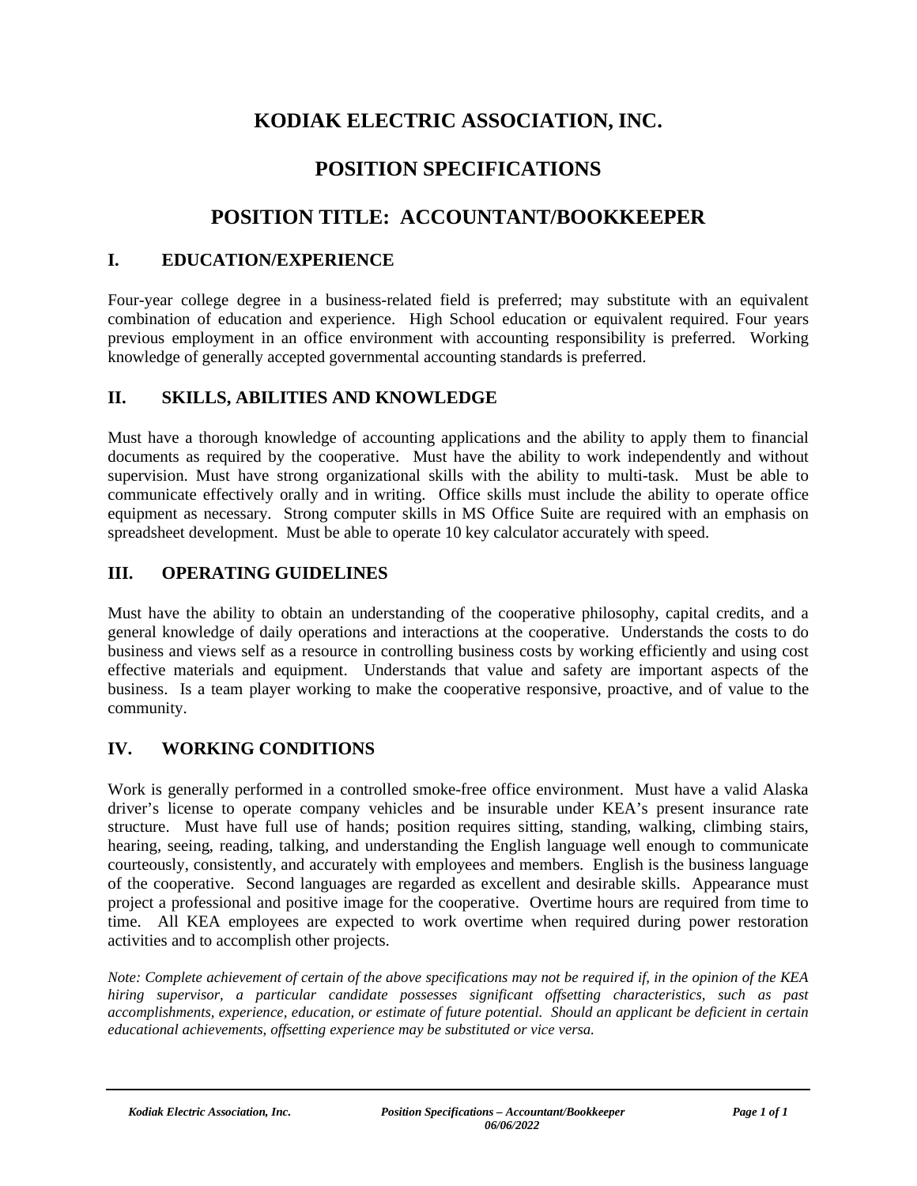# KODIAK ELECTRIC ASSOCIATION, INC.

# POSITION SPECIFICATIONS

# POSITION TITLE: ACCOUNTANT/BOOKKEEPER

## I. EDUCATION/EXPERIENCE

Four-year college degree in a business-related field is preferred; may substitute with an equivalent combination of education and experience. High School education or equivalent required. Four years previous employment in an office environment with accounting responsibility is preferred. Working knowledge of generally accepted governmental accounting standards is preferred.

## II. SKILLS, ABILITIES AND KNOWLEDGE

Must have a thorough knowledge of accounting applications and the ability to apply them to financial documents as required by the cooperative. Must have the ability to work independently and without supervision. Must have strong organizational skills with the ability to multi-task. Must be able to communicate effectively orally and in writing. Office skills must include the ability to operate office equipment as necessary. Strong computer skills in MS Office Suite are required with an emphasis on spreadsheet development. Must be able to operate 10 key calculator accurately with speed.

## III. OPERATING GUIDELINES

Must have the ability to obtain an understanding of the cooperative philosophy, capital credits, and a general knowledge of daily operations and interactions at the cooperative. Understands the costs to do business and views self as a resource in controlling business costs by working efficiently and using cost effective materials and equipment. Understands that value and safety are important aspects of the business. Is a team player working to make the cooperative responsive, proactive, and of value to the community.

## IV. WORKING CONDITIONS

Work is generally performed in a controlled smoke-free office environment. Must have a valid Alaska driver's license to operate company vehicles and be insurable under KEA's present insurance rate structure. Must have full use of hands; position requires sitting, standing, walking, climbing stairs, hearing, seeing, reading, talking, and understanding the English language well enough to communicate courteously, consistently, and accurately with employees and members. English is the business language of the cooperative. Second languages are regarded as excellent and desirable skills. Appearance must project a professional and positive image for the cooperative. Overtime hours are required from time to time. All KEA employees are expected to work overtime when required during power restoration activities and to accomplish other projects.

*Note: Complete achievement of certain of the above specifications may not be required if, in the opinion of the KEA hiring supervisor, a particular candidate possesses significant offsetting characteristics, such as past accomplishments, experience, education, or estimate of future potential. Should an applicant be deficient in certain educational achievements, offsetting experience may be substituted or vice versa.*